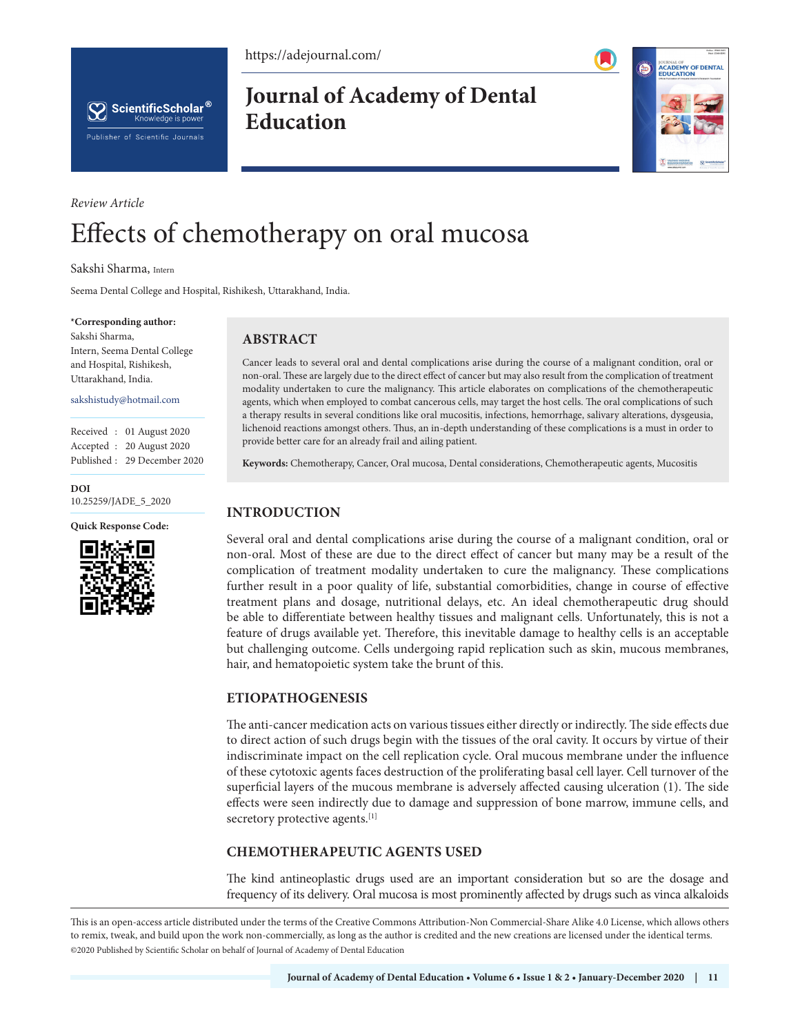*Review Article*

# Effects of chemotherapy on oral mucosa

Sakshi Sharma, Intern

Seema Dental College and Hospital, Rishikesh, Uttarakhand, India.

**\*Corresponding author:**
Sakshi Sharma,
Intern, Seema Dental College and Hospital, Rishikesh, Uttarakhand, India.

sakshistudy@hotmail.com

Received : 01 August 2020
Accepted : 20 August 2020
Published : 29 December 2020

**DOI**
10.25259/JADE_5_2020

**Quick Response Code:**

## ABSTRACT

Cancer leads to several oral and dental complications arise during the course of a malignant condition, oral or non-oral. These are largely due to the direct effect of cancer but may also result from the complication of treatment modality undertaken to cure the malignancy. This article elaborates on complications of the chemotherapeutic agents, which when employed to combat cancerous cells, may target the host cells. The oral complications of such a therapy results in several conditions like oral mucositis, infections, hemorrhage, salivary alterations, dysgeusia, lichenoid reactions amongst others. Thus, an in-depth understanding of these complications is a must in order to provide better care for an already frail and ailing patient.

**Keywords:** Chemotherapy, Cancer, Oral mucosa, Dental considerations, Chemotherapeutic agents, Mucositis

## INTRODUCTION

Several oral and dental complications arise during the course of a malignant condition, oral or non-oral. Most of these are due to the direct effect of cancer but many may be a result of the complication of treatment modality undertaken to cure the malignancy. These complications further result in a poor quality of life, substantial comorbidities, change in course of effective treatment plans and dosage, nutritional delays, etc. An ideal chemotherapeutic drug should be able to differentiate between healthy tissues and malignant cells. Unfortunately, this is not a feature of drugs available yet. Therefore, this inevitable damage to healthy cells is an acceptable but challenging outcome. Cells undergoing rapid replication such as skin, mucous membranes, hair, and hematopoietic system take the brunt of this.

## ETIOPATHOGENESIS

The anti-cancer medication acts on various tissues either directly or indirectly. The side effects due to direct action of such drugs begin with the tissues of the oral cavity. It occurs by virtue of their indiscriminate impact on the cell replication cycle. Oral mucous membrane under the influence of these cytotoxic agents faces destruction of the proliferating basal cell layer. Cell turnover of the superficial layers of the mucous membrane is adversely affected causing ulceration (1). The side effects were seen indirectly due to damage and suppression of bone marrow, immune cells, and secretory protective agents.[1]

## CHEMOTHERAPEUTIC AGENTS USED

The kind antineoplastic drugs used are an important consideration but so are the dosage and frequency of its delivery. Oral mucosa is most prominently affected by drugs such as vinca alkaloids

This is an open-access article distributed under the terms of the Creative Commons Attribution-Non Commercial-Share Alike 4.0 License, which allows others to remix, tweak, and build upon the work non-commercially, as long as the author is credited and the new creations are licensed under the identical terms.
©2020 Published by Scientific Scholar on behalf of Journal of Academy of Dental Education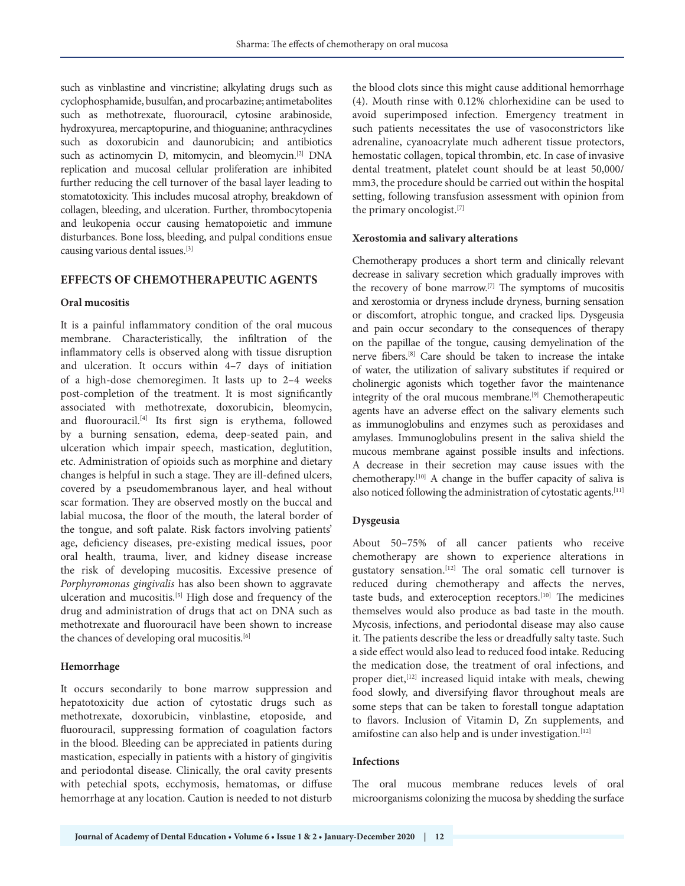such as vinblastine and vincristine; alkylating drugs such as cyclophosphamide, busulfan, and procarbazine; antimetabolites such as methotrexate, fluorouracil, cytosine arabinoside, hydroxyurea, mercaptopurine, and thioguanine; anthracyclines such as doxorubicin and daunorubicin; and antibiotics such as actinomycin D, mitomycin, and bleomycin.[2] DNA replication and mucosal cellular proliferation are inhibited further reducing the cell turnover of the basal layer leading to stomatotoxicity. This includes mucosal atrophy, breakdown of collagen, bleeding, and ulceration. Further, thrombocytopenia and leukopenia occur causing hematopoietic and immune disturbances. Bone loss, bleeding, and pulpal conditions ensue causing various dental issues.[3]

## EFFECTS OF CHEMOTHERAPEUTIC AGENTS

### Oral mucositis

It is a painful inflammatory condition of the oral mucous membrane. Characteristically, the infiltration of the inflammatory cells is observed along with tissue disruption and ulceration. It occurs within 4–7 days of initiation of a high-dose chemoregimen. It lasts up to 2–4 weeks post-completion of the treatment. It is most significantly associated with methotrexate, doxorubicin, bleomycin, and fluorouracil.[4] Its first sign is erythema, followed by a burning sensation, edema, deep-seated pain, and ulceration which impair speech, mastication, deglutition, etc. Administration of opioids such as morphine and dietary changes is helpful in such a stage. They are ill-defined ulcers, covered by a pseudomembranous layer, and heal without scar formation. They are observed mostly on the buccal and labial mucosa, the floor of the mouth, the lateral border of the tongue, and soft palate. Risk factors involving patients' age, deficiency diseases, pre-existing medical issues, poor oral health, trauma, liver, and kidney disease increase the risk of developing mucositis. Excessive presence of *Porphyromonas gingivalis* has also been shown to aggravate ulceration and mucositis.[5] High dose and frequency of the drug and administration of drugs that act on DNA such as methotrexate and fluorouracil have been shown to increase the chances of developing oral mucositis.[6]

### Hemorrhage

It occurs secondarily to bone marrow suppression and hepatotoxicity due action of cytostatic drugs such as methotrexate, doxorubicin, vinblastine, etoposide, and fluorouracil, suppressing formation of coagulation factors in the blood. Bleeding can be appreciated in patients during mastication, especially in patients with a history of gingivitis and periodontal disease. Clinically, the oral cavity presents with petechial spots, ecchymosis, hematomas, or diffuse hemorrhage at any location. Caution is needed to not disturb the blood clots since this might cause additional hemorrhage (4). Mouth rinse with 0.12% chlorhexidine can be used to avoid superimposed infection. Emergency treatment in such patients necessitates the use of vasoconstrictors like adrenaline, cyanoacrylate much adherent tissue protectors, hemostatic collagen, topical thrombin, etc. In case of invasive dental treatment, platelet count should be at least 50,000/mm3, the procedure should be carried out within the hospital setting, following transfusion assessment with opinion from the primary oncologist.[7]

### Xerostomia and salivary alterations

Chemotherapy produces a short term and clinically relevant decrease in salivary secretion which gradually improves with the recovery of bone marrow.[7] The symptoms of mucositis and xerostomia or dryness include dryness, burning sensation or discomfort, atrophic tongue, and cracked lips. Dysgeusia and pain occur secondary to the consequences of therapy on the papillae of the tongue, causing demyelination of the nerve fibers.[8] Care should be taken to increase the intake of water, the utilization of salivary substitutes if required or cholinergic agonists which together favor the maintenance integrity of the oral mucous membrane.[9] Chemotherapeutic agents have an adverse effect on the salivary elements such as immunoglobulins and enzymes such as peroxidases and amylases. Immunoglobulins present in the saliva shield the mucous membrane against possible insults and infections. A decrease in their secretion may cause issues with the chemotherapy.[10] A change in the buffer capacity of saliva is also noticed following the administration of cytostatic agents.[11]

### Dysgeusia

About 50–75% of all cancer patients who receive chemotherapy are shown to experience alterations in gustatory sensation.[12] The oral somatic cell turnover is reduced during chemotherapy and affects the nerves, taste buds, and exteroception receptors.[10] The medicines themselves would also produce as bad taste in the mouth. Mycosis, infections, and periodontal disease may also cause it. The patients describe the less or dreadfully salty taste. Such a side effect would also lead to reduced food intake. Reducing the medication dose, the treatment of oral infections, and proper diet,[12] increased liquid intake with meals, chewing food slowly, and diversifying flavor throughout meals are some steps that can be taken to forestall tongue adaptation to flavors. Inclusion of Vitamin D, Zn supplements, and amifostine can also help and is under investigation.[12]

### Infections

The oral mucous membrane reduces levels of oral microorganisms colonizing the mucosa by shedding the surface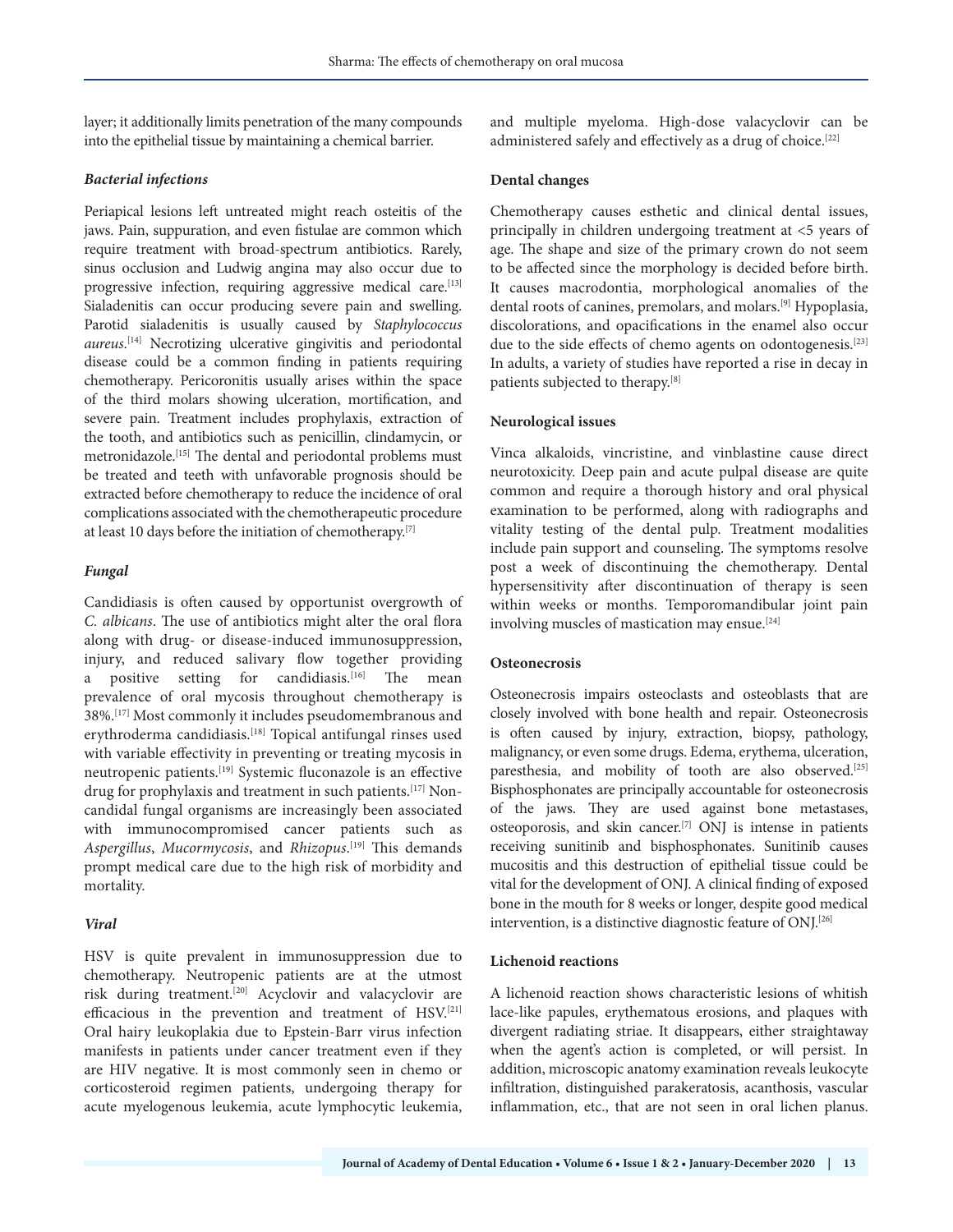layer; it additionally limits penetration of the many compounds into the epithelial tissue by maintaining a chemical barrier.

### *Bacterial infections*

Periapical lesions left untreated might reach osteitis of the jaws. Pain, suppuration, and even fistulae are common which require treatment with broad-spectrum antibiotics. Rarely, sinus occlusion and Ludwig angina may also occur due to progressive infection, requiring aggressive medical care.[13] Sialadenitis can occur producing severe pain and swelling. Parotid sialadenitis is usually caused by *Staphylococcus aureus*.[14] Necrotizing ulcerative gingivitis and periodontal disease could be a common finding in patients requiring chemotherapy. Pericoronitis usually arises within the space of the third molars showing ulceration, mortification, and severe pain. Treatment includes prophylaxis, extraction of the tooth, and antibiotics such as penicillin, clindamycin, or metronidazole.[15] The dental and periodontal problems must be treated and teeth with unfavorable prognosis should be extracted before chemotherapy to reduce the incidence of oral complications associated with the chemotherapeutic procedure at least 10 days before the initiation of chemotherapy.[7]

### *Fungal*

Candidiasis is often caused by opportunist overgrowth of *C. albicans*. The use of antibiotics might alter the oral flora along with drug- or disease-induced immunosuppression, injury, and reduced salivary flow together providing a positive setting for candidiasis.[16] The mean prevalence of oral mycosis throughout chemotherapy is 38%.[17] Most commonly it includes pseudomembranous and erythroderma candidiasis.[18] Topical antifungal rinses used with variable effectivity in preventing or treating mycosis in neutropenic patients.[19] Systemic fluconazole is an effective drug for prophylaxis and treatment in such patients.[17] Non-candidal fungal organisms are increasingly been associated with immunocompromised cancer patients such as *Aspergillus*, *Mucormycosis*, and *Rhizopus*.[19] This demands prompt medical care due to the high risk of morbidity and mortality.

### *Viral*

HSV is quite prevalent in immunosuppression due to chemotherapy. Neutropenic patients are at the utmost risk during treatment.[20] Acyclovir and valacyclovir are efficacious in the prevention and treatment of HSV.[21] Oral hairy leukoplakia due to Epstein-Barr virus infection manifests in patients under cancer treatment even if they are HIV negative. It is most commonly seen in chemo or corticosteroid regimen patients, undergoing therapy for acute myelogenous leukemia, acute lymphocytic leukemia, and multiple myeloma. High-dose valacyclovir can be administered safely and effectively as a drug of choice.[22]

### Dental changes

Chemotherapy causes esthetic and clinical dental issues, principally in children undergoing treatment at <5 years of age. The shape and size of the primary crown do not seem to be affected since the morphology is decided before birth. It causes macrodontia, morphological anomalies of the dental roots of canines, premolars, and molars.[9] Hypoplasia, discolorations, and opacifications in the enamel also occur due to the side effects of chemo agents on odontogenesis.[23] In adults, a variety of studies have reported a rise in decay in patients subjected to therapy.[8]

### Neurological issues

Vinca alkaloids, vincristine, and vinblastine cause direct neurotoxicity. Deep pain and acute pulpal disease are quite common and require a thorough history and oral physical examination to be performed, along with radiographs and vitality testing of the dental pulp. Treatment modalities include pain support and counseling. The symptoms resolve post a week of discontinuing the chemotherapy. Dental hypersensitivity after discontinuation of therapy is seen within weeks or months. Temporomandibular joint pain involving muscles of mastication may ensue.[24]

### Osteonecrosis

Osteonecrosis impairs osteoclasts and osteoblasts that are closely involved with bone health and repair. Osteonecrosis is often caused by injury, extraction, biopsy, pathology, malignancy, or even some drugs. Edema, erythema, ulceration, paresthesia, and mobility of tooth are also observed.[25] Bisphosphonates are principally accountable for osteonecrosis of the jaws. They are used against bone metastases, osteoporosis, and skin cancer.[7] ONJ is intense in patients receiving sunitinib and bisphosphonates. Sunitinib causes mucositis and this destruction of epithelial tissue could be vital for the development of ONJ. A clinical finding of exposed bone in the mouth for 8 weeks or longer, despite good medical intervention, is a distinctive diagnostic feature of ONJ.[26]

### Lichenoid reactions

A lichenoid reaction shows characteristic lesions of whitish lace-like papules, erythematous erosions, and plaques with divergent radiating striae. It disappears, either straightaway when the agent's action is completed, or will persist. In addition, microscopic anatomy examination reveals leukocyte infiltration, distinguished parakeratosis, acanthosis, vascular inflammation, etc., that are not seen in oral lichen planus.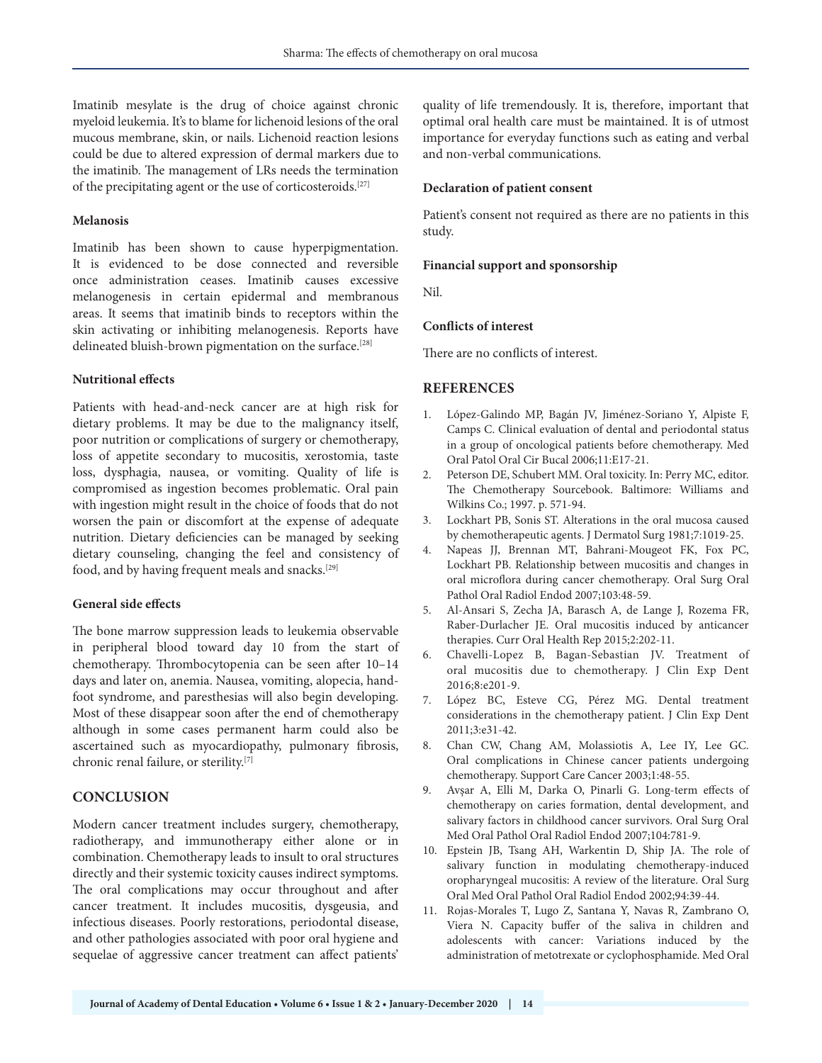Imatinib mesylate is the drug of choice against chronic myeloid leukemia. It's to blame for lichenoid lesions of the oral mucous membrane, skin, or nails. Lichenoid reaction lesions could be due to altered expression of dermal markers due to the imatinib. The management of LRs needs the termination of the precipitating agent or the use of corticosteroids.[27]

#### Melanosis

Imatinib has been shown to cause hyperpigmentation. It is evidenced to be dose connected and reversible once administration ceases. Imatinib causes excessive melanogenesis in certain epidermal and membranous areas. It seems that imatinib binds to receptors within the skin activating or inhibiting melanogenesis. Reports have delineated bluish-brown pigmentation on the surface.[28]

#### Nutritional effects

Patients with head-and-neck cancer are at high risk for dietary problems. It may be due to the malignancy itself, poor nutrition or complications of surgery or chemotherapy, loss of appetite secondary to mucositis, xerostomia, taste loss, dysphagia, nausea, or vomiting. Quality of life is compromised as ingestion becomes problematic. Oral pain with ingestion might result in the choice of foods that do not worsen the pain or discomfort at the expense of adequate nutrition. Dietary deficiencies can be managed by seeking dietary counseling, changing the feel and consistency of food, and by having frequent meals and snacks.[29]

#### General side effects

The bone marrow suppression leads to leukemia observable in peripheral blood toward day 10 from the start of chemotherapy. Thrombocytopenia can be seen after 10–14 days and later on, anemia. Nausea, vomiting, alopecia, hand-foot syndrome, and paresthesias will also begin developing. Most of these disappear soon after the end of chemotherapy although in some cases permanent harm could also be ascertained such as myocardiopathy, pulmonary fibrosis, chronic renal failure, or sterility.[7]

## CONCLUSION

Modern cancer treatment includes surgery, chemotherapy, radiotherapy, and immunotherapy either alone or in combination. Chemotherapy leads to insult to oral structures directly and their systemic toxicity causes indirect symptoms. The oral complications may occur throughout and after cancer treatment. It includes mucositis, dysgeusia, and infectious diseases. Poorly restorations, periodontal disease, and other pathologies associated with poor oral hygiene and sequelae of aggressive cancer treatment can affect patients' quality of life tremendously. It is, therefore, important that optimal oral health care must be maintained. It is of utmost importance for everyday functions such as eating and verbal and non-verbal communications.

#### Declaration of patient consent

Patient's consent not required as there are no patients in this study.

#### Financial support and sponsorship

Nil.

#### Conflicts of interest

There are no conflicts of interest.

## REFERENCES

1. López-Galindo MP, Bagán JV, Jiménez-Soriano Y, Alpiste F, Camps C. Clinical evaluation of dental and periodontal status in a group of oncological patients before chemotherapy. Med Oral Patol Oral Cir Bucal 2006;11:E17-21.
2. Peterson DE, Schubert MM. Oral toxicity. In: Perry MC, editor. The Chemotherapy Sourcebook. Baltimore: Williams and Wilkins Co.; 1997. p. 571-94.
3. Lockhart PB, Sonis ST. Alterations in the oral mucosa caused by chemotherapeutic agents. J Dermatol Surg 1981;7:1019-25.
4. Napeas JJ, Brennan MT, Bahrani-Mougeot FK, Fox PC, Lockhart PB. Relationship between mucositis and changes in oral microflora during cancer chemotherapy. Oral Surg Oral Pathol Oral Radiol Endod 2007;103:48-59.
5. Al-Ansari S, Zecha JA, Barasch A, de Lange J, Rozema FR, Raber-Durlacher JE. Oral mucositis induced by anticancer therapies. Curr Oral Health Rep 2015;2:202-11.
6. Chavelli-Lopez B, Bagan-Sebastian JV. Treatment of oral mucositis due to chemotherapy. J Clin Exp Dent 2016;8:e201-9.
7. López BC, Esteve CG, Pérez MG. Dental treatment considerations in the chemotherapy patient. J Clin Exp Dent 2011;3:e31-42.
8. Chan CW, Chang AM, Molassiotis A, Lee IY, Lee GC. Oral complications in Chinese cancer patients undergoing chemotherapy. Support Care Cancer 2003;1:48-55.
9. Avşar A, Elli M, Darka O, Pinarli G. Long-term effects of chemotherapy on caries formation, dental development, and salivary factors in childhood cancer survivors. Oral Surg Oral Med Oral Pathol Oral Radiol Endod 2007;104:781-9.
10. Epstein JB, Tsang AH, Warkentin D, Ship JA. The role of salivary function in modulating chemotherapy-induced oropharyngeal mucositis: A review of the literature. Oral Surg Oral Med Oral Pathol Oral Radiol Endod 2002;94:39-44.
11. Rojas-Morales T, Lugo Z, Santana Y, Navas R, Zambrano O, Viera N. Capacity buffer of the saliva in children and adolescents with cancer: Variations induced by the administration of metotrexate or cyclophosphamide. Med Oral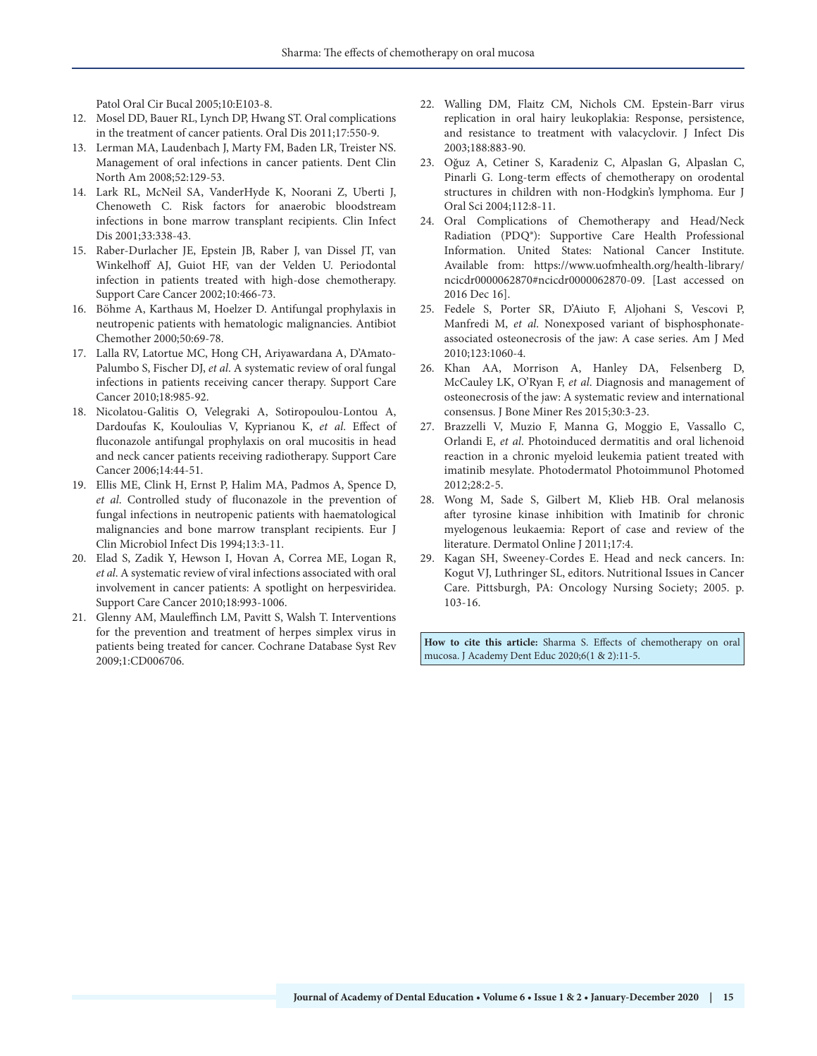Patol Oral Cir Bucal 2005;10:E103-8.

12. Mosel DD, Bauer RL, Lynch DP, Hwang ST. Oral complications in the treatment of cancer patients. Oral Dis 2011;17:550-9.
13. Lerman MA, Laudenbach J, Marty FM, Baden LR, Treister NS. Management of oral infections in cancer patients. Dent Clin North Am 2008;52:129-53.
14. Lark RL, McNeil SA, VanderHyde K, Noorani Z, Uberti J, Chenoweth C. Risk factors for anaerobic bloodstream infections in bone marrow transplant recipients. Clin Infect Dis 2001;33:338-43.
15. Raber-Durlacher JE, Epstein JB, Raber J, van Dissel JT, van Winkelhoff AJ, Guiot HF, van der Velden U. Periodontal infection in patients treated with high-dose chemotherapy. Support Care Cancer 2002;10:466-73.
16. Böhme A, Karthaus M, Hoelzer D. Antifungal prophylaxis in neutropenic patients with hematologic malignancies. Antibiot Chemother 2000;50:69-78.
17. Lalla RV, Latortue MC, Hong CH, Ariyawardana A, D'Amato-Palumbo S, Fischer DJ, *et al*. A systematic review of oral fungal infections in patients receiving cancer therapy. Support Care Cancer 2010;18:985-92.
18. Nicolatou-Galitis O, Velegraki A, Sotiropoulou-Lontou A, Dardoufas K, Kouloulias V, Kyprianou K, *et al*. Effect of fluconazole antifungal prophylaxis on oral mucositis in head and neck cancer patients receiving radiotherapy. Support Care Cancer 2006;14:44-51.
19. Ellis ME, Clink H, Ernst P, Halim MA, Padmos A, Spence D, *et al*. Controlled study of fluconazole in the prevention of fungal infections in neutropenic patients with haematological malignancies and bone marrow transplant recipients. Eur J Clin Microbiol Infect Dis 1994;13:3-11.
20. Elad S, Zadik Y, Hewson I, Hovan A, Correa ME, Logan R, *et al*. A systematic review of viral infections associated with oral involvement in cancer patients: A spotlight on herpesviridea. Support Care Cancer 2010;18:993-1006.
21. Glenny AM, Mauleffinch LM, Pavitt S, Walsh T. Interventions for the prevention and treatment of herpes simplex virus in patients being treated for cancer. Cochrane Database Syst Rev 2009;1:CD006706.
22. Walling DM, Flaitz CM, Nichols CM. Epstein-Barr virus replication in oral hairy leukoplakia: Response, persistence, and resistance to treatment with valacyclovir. J Infect Dis 2003;188:883-90.
23. Oğuz A, Cetiner S, Karadeniz C, Alpaslan G, Alpaslan C, Pinarli G. Long-term effects of chemotherapy on orodental structures in children with non-Hodgkin's lymphoma. Eur J Oral Sci 2004;112:8-11.
24. Oral Complications of Chemotherapy and Head/Neck Radiation (PDQ®): Supportive Care Health Professional Information. United States: National Cancer Institute. Available from: https://www.uofmhealth.org/health-library/ncicdr0000062870#ncicdr0000062870-09. [Last accessed on 2016 Dec 16].
25. Fedele S, Porter SR, D'Aiuto F, Aljohani S, Vescovi P, Manfredi M, *et al*. Nonexposed variant of bisphosphonate-associated osteonecrosis of the jaw: A case series. Am J Med 2010;123:1060-4.
26. Khan AA, Morrison A, Hanley DA, Felsenberg D, McCauley LK, O'Ryan F, *et al*. Diagnosis and management of osteonecrosis of the jaw: A systematic review and international consensus. J Bone Miner Res 2015;30:3-23.
27. Brazzelli V, Muzio F, Manna G, Moggio E, Vassallo C, Orlandi E, *et al*. Photoinduced dermatitis and oral lichenoid reaction in a chronic myeloid leukemia patient treated with imatinib mesylate. Photodermatol Photoimmunol Photomed 2012;28:2-5.
28. Wong M, Sade S, Gilbert M, Klieb HB. Oral melanosis after tyrosine kinase inhibition with Imatinib for chronic myelogenous leukaemia: Report of case and review of the literature. Dermatol Online J 2011;17:4.
29. Kagan SH, Sweeney-Cordes E. Head and neck cancers. In: Kogut VJ, Luthringer SL, editors. Nutritional Issues in Cancer Care. Pittsburgh, PA: Oncology Nursing Society; 2005. p. 103-16.

**How to cite this article:** Sharma S. Effects of chemotherapy on oral mucosa. J Academy Dent Educ 2020;6(1 & 2):11-5.